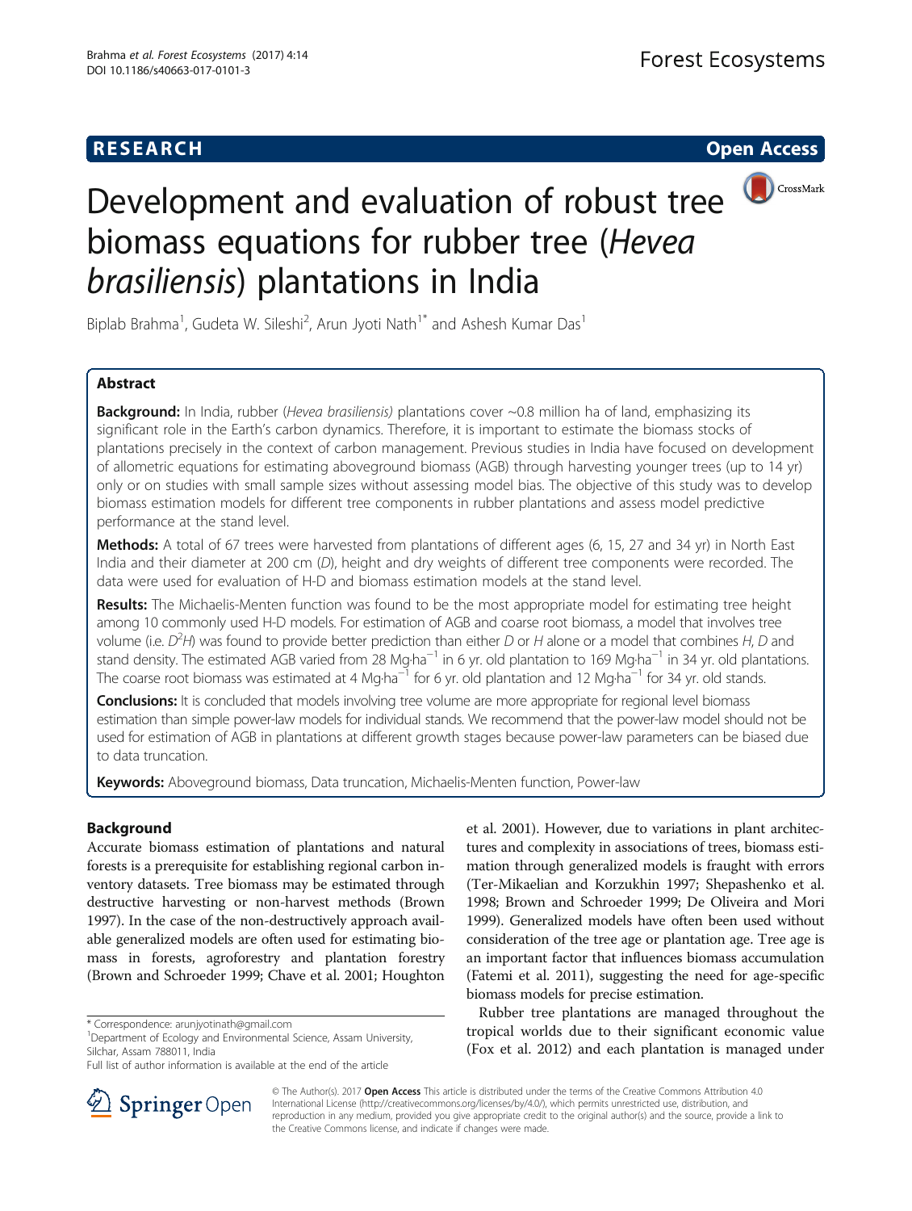**RESEARCH** **Open Access**

# Development and evaluation of robust tree biomass equations for rubber tree (*Hevea brasiliensis*) plantations in India

Biplab Brahma[1], Gudeta W. Sileshi[2], Arun Jyoti Nath[1*] and Ashesh Kumar Das[1]

## Abstract

**Background:** In India, rubber (*Hevea brasiliensis)* plantations cover ~0.8 million ha of land, emphasizing its significant role in the Earth's carbon dynamics. Therefore, it is important to estimate the biomass stocks of plantations precisely in the context of carbon management. Previous studies in India have focused on development of allometric equations for estimating aboveground biomass (AGB) through harvesting younger trees (up to 14 yr) only or on studies with small sample sizes without assessing model bias. The objective of this study was to develop biomass estimation models for different tree components in rubber plantations and assess model predictive performance at the stand level.

**Methods:** A total of 67 trees were harvested from plantations of different ages (6, 15, 27 and 34 yr) in North East India and their diameter at 200 cm (*D*), height and dry weights of different tree components were recorded. The data were used for evaluation of H-D and biomass estimation models at the stand level.

**Results:** The Michaelis-Menten function was found to be the most appropriate model for estimating tree height among 10 commonly used H-D models. For estimation of AGB and coarse root biomass, a model that involves tree volume (i.e. $D^2H$) was found to provide better prediction than either *D* or *H* alone or a model that combines *H*, *D* and stand density. The estimated AGB varied from 28 $Mg \cdot ha^{-1}$ in 6 yr. old plantation to 169 $Mg \cdot ha^{-1}$ in 34 yr. old plantations. The coarse root biomass was estimated at 4 $Mg \cdot ha^{-1}$ for 6 yr. old plantation and 12 $Mg \cdot ha^{-1}$ for 34 yr. old stands.

**Conclusions:** It is concluded that models involving tree volume are more appropriate for regional level biomass estimation than simple power-law models for individual stands. We recommend that the power-law model should not be used for estimation of AGB in plantations at different growth stages because power-law parameters can be biased due to data truncation.

**Keywords:** Aboveground biomass, Data truncation, Michaelis-Menten function, Power-law

## Background

Accurate biomass estimation of plantations and natural forests is a prerequisite for establishing regional carbon inventory datasets. Tree biomass may be estimated through destructive harvesting or non-harvest methods (Brown 1997). In the case of the non-destructively approach available generalized models are often used for estimating biomass in forests, agroforestry and plantation forestry (Brown and Schroeder 1999; Chave et al. 2001; Houghton et al. 2001). However, due to variations in plant architectures and complexity in associations of trees, biomass estimation through generalized models is fraught with errors (Ter-Mikaelian and Korzukhin 1997; Shepashenko et al. 1998; Brown and Schroeder 1999; De Oliveira and Mori 1999). Generalized models have often been used without consideration of the tree age or plantation age. Tree age is an important factor that influences biomass accumulation (Fatemi et al. 2011), suggesting the need for age-specific biomass models for precise estimation.

Rubber tree plantations are managed throughout the tropical worlds due to their significant economic value (Fox et al. 2012) and each plantation is managed under

\* Correspondence: arunjyotinath@gmail.com
[1]Department of Ecology and Environmental Science, Assam University, Silchar, Assam 788011, India
Full list of author information is available at the end of the article

© The Author(s). 2017 **Open Access** This article is distributed under the terms of the Creative Commons Attribution 4.0 International License (http://creativecommons.org/licenses/by/4.0/), which permits unrestricted use, distribution, and reproduction in any medium, provided you give appropriate credit to the original author(s) and the source, provide a link to the Creative Commons license, and indicate if changes were made.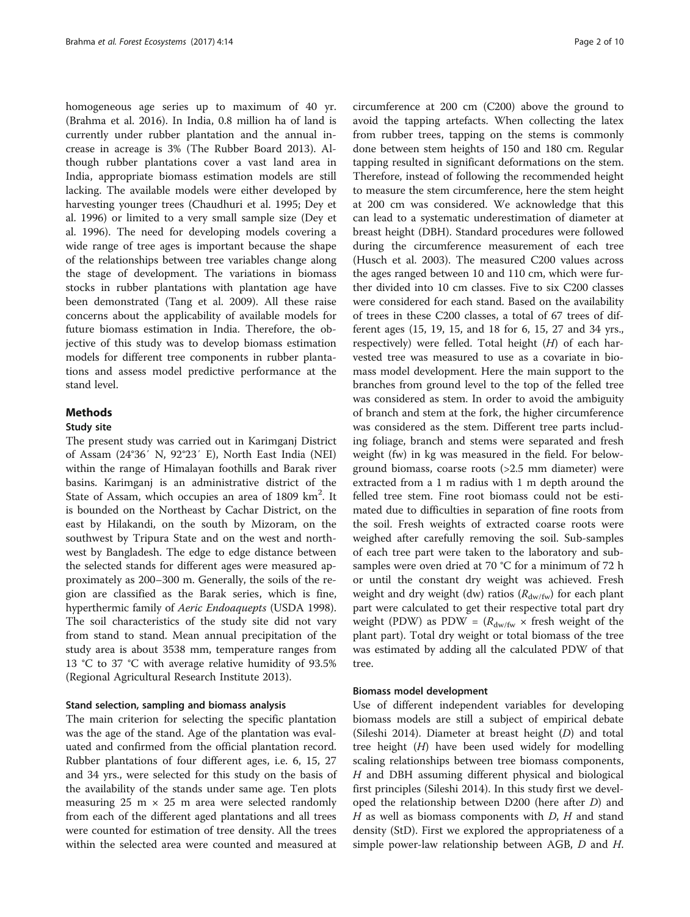homogeneous age series up to maximum of 40 yr. (Brahma et al. 2016). In India, 0.8 million ha of land is currently under rubber plantation and the annual increase in acreage is 3% (The Rubber Board 2013). Although rubber plantations cover a vast land area in India, appropriate biomass estimation models are still lacking. The available models were either developed by harvesting younger trees (Chaudhuri et al. 1995; Dey et al. 1996) or limited to a very small sample size (Dey et al. 1996). The need for developing models covering a wide range of tree ages is important because the shape of the relationships between tree variables change along the stage of development. The variations in biomass stocks in rubber plantations with plantation age have been demonstrated (Tang et al. 2009). All these raise concerns about the applicability of available models for future biomass estimation in India. Therefore, the objective of this study was to develop biomass estimation models for different tree components in rubber plantations and assess model predictive performance at the stand level.

## Methods

### Study site

The present study was carried out in Karimganj District of Assam (24°36′ N, 92°23′ E), North East India (NEI) within the range of Himalayan foothills and Barak river basins. Karimganj is an administrative district of the State of Assam, which occupies an area of 1809 km$^2$. It is bounded on the Northeast by Cachar District, on the east by Hilakandi, on the south by Mizoram, on the southwest by Tripura State and on the west and northwest by Bangladesh. The edge to edge distance between the selected stands for different ages were measured approximately as 200–300 m. Generally, the soils of the region are classified as the Barak series, which is fine, hyperthermic family of *Aeric Endoaquepts* (USDA 1998). The soil characteristics of the study site did not vary from stand to stand. Mean annual precipitation of the study area is about 3538 mm, temperature ranges from 13 °C to 37 °C with average relative humidity of 93.5% (Regional Agricultural Research Institute 2013).

### Stand selection, sampling and biomass analysis

The main criterion for selecting the specific plantation was the age of the stand. Age of the plantation was evaluated and confirmed from the official plantation record. Rubber plantations of four different ages, i.e. 6, 15, 27 and 34 yrs., were selected for this study on the basis of the availability of the stands under same age. Ten plots measuring 25 m × 25 m area were selected randomly from each of the different aged plantations and all trees were counted for estimation of tree density. All the trees within the selected area were counted and measured at circumference at 200 cm (C200) above the ground to avoid the tapping artefacts. When collecting the latex from rubber trees, tapping on the stems is commonly done between stem heights of 150 and 180 cm. Regular tapping resulted in significant deformations on the stem. Therefore, instead of following the recommended height to measure the stem circumference, here the stem height at 200 cm was considered. We acknowledge that this can lead to a systematic underestimation of diameter at breast height (DBH). Standard procedures were followed during the circumference measurement of each tree (Husch et al. 2003). The measured C200 values across the ages ranged between 10 and 110 cm, which were further divided into 10 cm classes. Five to six C200 classes were considered for each stand. Based on the availability of trees in these C200 classes, a total of 67 trees of different ages (15, 19, 15, and 18 for 6, 15, 27 and 34 yrs., respectively) were felled. Total height ($H$) of each harvested tree was measured to use as a covariate in biomass model development. Here the main support to the branches from ground level to the top of the felled tree was considered as stem. In order to avoid the ambiguity of branch and stem at the fork, the higher circumference was considered as the stem. Different tree parts including foliage, branch and stems were separated and fresh weight (fw) in kg was measured in the field. For belowground biomass, coarse roots (>2.5 mm diameter) were extracted from a 1 m radius with 1 m depth around the felled tree stem. Fine root biomass could not be estimated due to difficulties in separation of fine roots from the soil. Fresh weights of extracted coarse roots were weighed after carefully removing the soil. Sub-samples of each tree part were taken to the laboratory and subsamples were oven dried at 70 °C for a minimum of 72 h or until the constant dry weight was achieved. Fresh weight and dry weight (dw) ratios ($R_{dw/fw}$) for each plant part were calculated to get their respective total part dry weight (PDW) as PDW = ($R_{dw/fw}$ × fresh weight of the plant part). Total dry weight or total biomass of the tree was estimated by adding all the calculated PDW of that tree.

### Biomass model development

Use of different independent variables for developing biomass models are still a subject of empirical debate (Sileshi 2014). Diameter at breast height ($D$) and total tree height ($H$) have been used widely for modelling scaling relationships between tree biomass components, $H$ and DBH assuming different physical and biological first principles (Sileshi 2014). In this study first we developed the relationship between D200 (here after $D$) and $H$ as well as biomass components with $D$, $H$ and stand density (StD). First we explored the appropriateness of a simple power-law relationship between AGB, $D$ and $H$.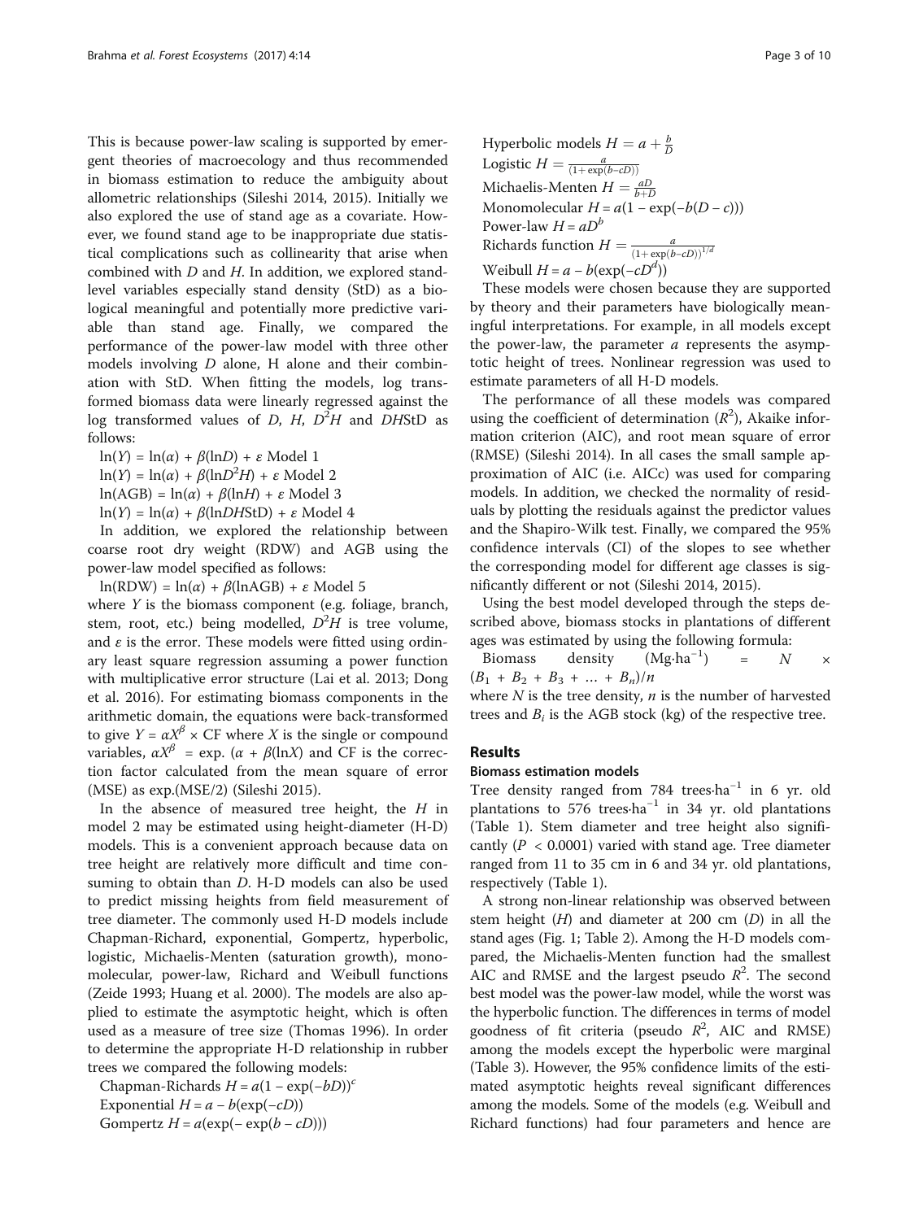This is because power-law scaling is supported by emergent theories of macroecology and thus recommended in biomass estimation to reduce the ambiguity about allometric relationships (Sileshi 2014, 2015). Initially we also explored the use of stand age as a covariate. However, we found stand age to be inappropriate due statistical complications such as collinearity that arise when combined with $D$ and $H$. In addition, we explored stand-level variables especially stand density (StD) as a biological meaningful and potentially more predictive variable than stand age. Finally, we compared the performance of the power-law model with three other models involving $D$ alone, H alone and their combination with StD. When fitting the models, log transformed biomass data were linearly regressed against the log transformed values of $D$, $H$, $D^2H$ and $DH$StD as follows:

$\ln(Y) = \ln(\alpha) + \beta(\ln D) + \varepsilon$ Model 1

$\ln(Y) = \ln(\alpha) + \beta(\ln D^2H) + \varepsilon$ Model 2

$\ln(\text{AGB}) = \ln(\alpha) + \beta(\ln H) + \varepsilon$ Model 3

$\ln(Y) = \ln(\alpha) + \beta(\ln DH\text{StD}) + \varepsilon$ Model 4

In addition, we explored the relationship between coarse root dry weight (RDW) and AGB using the power-law model specified as follows:

$\ln(\text{RDW}) = \ln(\alpha) + \beta(\ln\text{AGB}) + \varepsilon$ Model 5

where $Y$ is the biomass component (e.g. foliage, branch, stem, root, etc.) being modelled, $D^2H$ is tree volume, and $\varepsilon$ is the error. These models were fitted using ordinary least square regression assuming a power function with multiplicative error structure (Lai et al. 2013; Dong et al. 2016). For estimating biomass components in the arithmetic domain, the equations were back-transformed to give $Y = \alpha X^{\beta} \times \text{CF}$ where $X$ is the single or compound variables, $\alpha X^{\beta} = \exp.(\alpha + \beta(\ln X)$ and CF is the correction factor calculated from the mean square of error (MSE) as exp.(MSE/2) (Sileshi 2015).

In the absence of measured tree height, the $H$ in model 2 may be estimated using height-diameter (H-D) models. This is a convenient approach because data on tree height are relatively more difficult and time consuming to obtain than $D$. H-D models can also be used to predict missing heights from field measurement of tree diameter. The commonly used H-D models include Chapman-Richard, exponential, Gompertz, hyperbolic, logistic, Michaelis-Menten (saturation growth), monomolecular, power-law, Richard and Weibull functions (Zeide 1993; Huang et al. 2000). The models are also applied to estimate the asymptotic height, which is often used as a measure of tree size (Thomas 1996). In order to determine the appropriate H-D relationship in rubber trees we compared the following models:

Chapman-Richards $H = a(1 - \exp(-bD))^c$

Exponential $H = a - b(\exp(-cD))$

Gompertz $H = a(\exp(-\exp(b - cD)))$

Hyperbolic models $H = a + \frac{b}{D}$

Logistic $H = \frac{a}{(1+\exp(b-cD))}$

Michaelis-Menten $H = \frac{aD}{b+D}$

Monomolecular $H = a(1 - \exp(-b(D - c)))$

Power-law $H = aD^b$

Richards function $H = \frac{a}{(1+\exp(b-cD))^{1/d}}$

Weibull $H = a - b(\exp(-cD^d))$

These models were chosen because they are supported by theory and their parameters have biologically meaningful interpretations. For example, in all models except the power-law, the parameter $a$ represents the asymptotic height of trees. Nonlinear regression was used to estimate parameters of all H-D models.

The performance of all these models was compared using the coefficient of determination ($R^2$), Akaike information criterion (AIC), and root mean square of error (RMSE) (Sileshi 2014). In all cases the small sample approximation of AIC (i.e. AICc) was used for comparing models. In addition, we checked the normality of residuals by plotting the residuals against the predictor values and the Shapiro-Wilk test. Finally, we compared the 95% confidence intervals (CI) of the slopes to see whether the corresponding model for different age classes is significantly different or not (Sileshi 2014, 2015).

Using the best model developed through the steps described above, biomass stocks in plantations of different ages was estimated by using the following formula:

$$\text{Biomass density } (\text{Mg}\cdot\text{ha}^{-1}) = N \times (B_1 + B_2 + B_3 + \ldots + B_n)/n$$

where $N$ is the tree density, $n$ is the number of harvested trees and $B_i$ is the AGB stock (kg) of the respective tree.

## Results

### Biomass estimation models

Tree density ranged from 784 trees·ha$^{-1}$ in 6 yr. old plantations to 576 trees·ha$^{-1}$ in 34 yr. old plantations (Table 1). Stem diameter and tree height also significantly ($P < 0.0001$) varied with stand age. Tree diameter ranged from 11 to 35 cm in 6 and 34 yr. old plantations, respectively (Table 1).

A strong non-linear relationship was observed between stem height ($H$) and diameter at 200 cm ($D$) in all the stand ages (Fig. 1; Table 2). Among the H-D models compared, the Michaelis-Menten function had the smallest AIC and RMSE and the largest pseudo $R^2$. The second best model was the power-law model, while the worst was the hyperbolic function. The differences in terms of model goodness of fit criteria (pseudo $R^2$, AIC and RMSE) among the models except the hyperbolic were marginal (Table 3). However, the 95% confidence limits of the estimated asymptotic heights reveal significant differences among the models. Some of the models (e.g. Weibull and Richard functions) had four parameters and hence are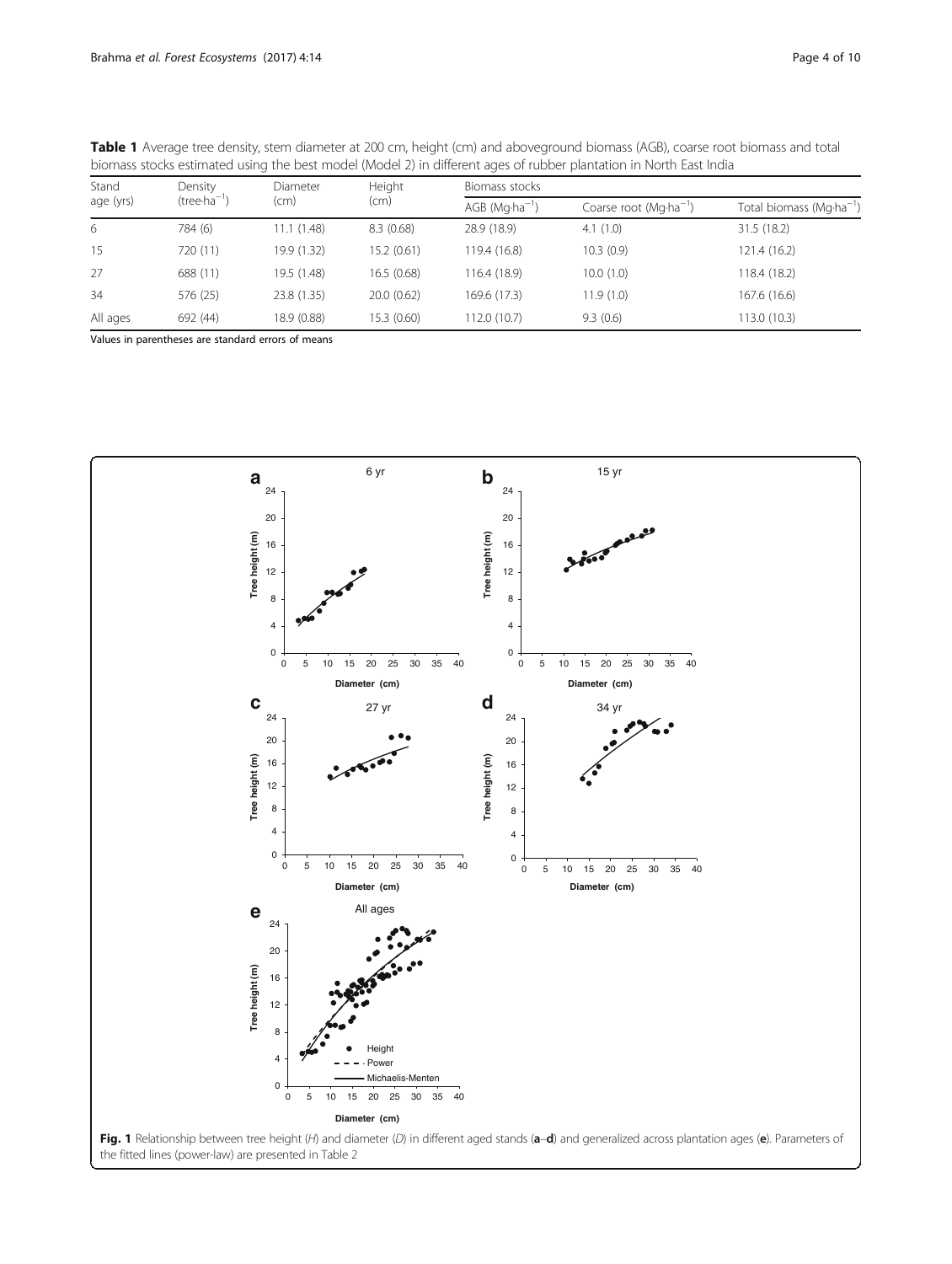**Table 1** Average tree density, stem diameter at 200 cm, height (cm) and aboveground biomass (AGB), coarse root biomass and total biomass stocks estimated using the best model (Model 2) in different ages of rubber plantation in North East India

| Stand age (yrs) | Density (tree·ha$^{-1}$) | Diameter (cm) | Height (cm) | Biomass stocks | | |
|---|---|---|---|---|---|---|
| | | | | AGB (Mg·ha$^{-1}$) | Coarse root (Mg·ha$^{-1}$) | Total biomass (Mg·ha$^{-1}$) |
| 6 | 784 (6) | 11.1 (1.48) | 8.3 (0.68) | 28.9 (18.9) | 4.1 (1.0) | 31.5 (18.2) |
| 15 | 720 (11) | 19.9 (1.32) | 15.2 (0.61) | 119.4 (16.8) | 10.3 (0.9) | 121.4 (16.2) |
| 27 | 688 (11) | 19.5 (1.48) | 16.5 (0.68) | 116.4 (18.9) | 10.0 (1.0) | 118.4 (18.2) |
| 34 | 576 (25) | 23.8 (1.35) | 20.0 (0.62) | 169.6 (17.3) | 11.9 (1.0) | 167.6 (16.6) |
| All ages | 692 (44) | 18.9 (0.88) | 15.3 (0.60) | 112.0 (10.7) | 9.3 (0.6) | 113.0 (10.3) |

Values in parentheses are standard errors of means

**Fig. 1** Relationship between tree height (*H*) and diameter (*D*) in different aged stands (**a**–**d**) and generalized across plantation ages (**e**). Parameters of the fitted lines (power-law) are presented in Table 2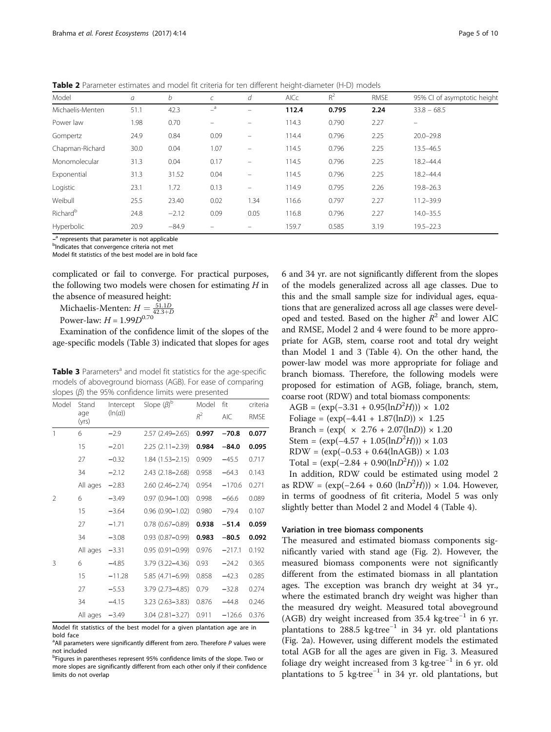**Table 2** Parameter estimates and model fit criteria for ten different height-diameter (H-D) models

| Model | $a$ | $b$ | $c$ | $d$ | AICc | $R^2$ | RMSE | 95% CI of asymptotic height |
|---|---|---|---|---|---|---|---|---|
| Michaelis-Menten | 51.1 | 42.3 | –[a] | – | **112.4** | **0.795** | **2.24** | 33.8 – 68.5 |
| Power law | 1.98 | 0.70 | – | – | 114.3 | 0.790 | 2.27 | – |
| Gompertz | 24.9 | 0.84 | 0.09 | – | 114.4 | 0.796 | 2.25 | 20.0–29.8 |
| Chapman-Richard | 30.0 | 0.04 | 1.07 | – | 114.5 | 0.796 | 2.25 | 13.5–46.5 |
| Monomolecular | 31.3 | 0.04 | 0.17 | – | 114.5 | 0.796 | 2.25 | 18.2–44.4 |
| Exponential | 31.3 | 31.52 | 0.04 | – | 114.5 | 0.796 | 2.25 | 18.2–44.4 |
| Logistic | 23.1 | 1.72 | 0.13 | – | 114.9 | 0.795 | 2.26 | 19.8–26.3 |
| Weibull | 25.5 | 23.40 | 0.02 | 1.34 | 116.6 | 0.797 | 2.27 | 11.2–39.9 |
| Richard[b] | 24.8 | −2.12 | 0.09 | 0.05 | 116.8 | 0.796 | 2.27 | 14.0–35.5 |
| Hyperbolic | 20.9 | −84.9 | – | – | 159.7 | 0.585 | 3.19 | 19.5–22.3 |

–[a] represents that parameter is not applicable
[b]Indicates that convergence criteria not met
Model fit statistics of the best model are in bold face

complicated or fail to converge. For practical purposes, the following two models were chosen for estimating $H$ in the absence of measured height:

Michaelis-Menten: $H = \frac{51.1D}{42.3+D}$

Power-law: $H = 1.99D^{0.70}$

Examination of the confidence limit of the slopes of the age-specific models (Table 3) indicated that slopes for ages

**Table 3** Parameters[a] and model fit statistics for the age-specific models of aboveground biomass (AGB). For ease of comparing slopes ($\beta$) the 95% confidence limits were presented

| Model | Stand age (yrs) | Intercept ($\ln(\alpha)$) | Slope ($\beta$)[b] | Model fit criteria | | |
|---|---|---|---|---|---|---|
| | | | | $R^2$ | AIC | RMSE |
| 1 | 6 | −2.9 | 2.57 (2.49–2.65) | **0.997** | **−70.8** | **0.077** |
| | 15 | −2.01 | 2.25 (2.11–2.39) | **0.984** | **−84.0** | **0.095** |
| | 27 | −0.32 | 1.84 (1.53–2.15) | 0.909 | −45.5 | 0.717 |
| | 34 | −2.12 | 2.43 (2.18–2.68) | 0.958 | −64.3 | 0.143 |
| | All ages | −2.83 | 2.60 (2.46–2.74) | 0.954 | −170.6 | 0.271 |
| 2 | 6 | −3.49 | 0.97 (0.94–1.00) | 0.998 | −66.6 | 0.089 |
| | 15 | −3.64 | 0.96 (0.90–1.02) | 0.980 | −79.4 | 0.107 |
| | 27 | −1.71 | 0.78 (0.67–0.89) | **0.938** | **−51.4** | **0.059** |
| | 34 | −3.08 | 0.93 (0.87–0.99) | **0.983** | **−80.5** | **0.092** |
| | All ages | −3.31 | 0.95 (0.91–0.99) | 0.976 | −217.1 | 0.192 |
| 3 | 6 | −4.85 | 3.79 (3.22–4.36) | 0.93 | −24.2 | 0.365 |
| | 15 | −11.28 | 5.85 (4.71–6.99) | 0.858 | −42.3 | 0.285 |
| | 27 | −5.53 | 3.79 (2.73–4.85) | 0.79 | −32.8 | 0.274 |
| | 34 | −4.15 | 3.23 (2.63–3.83) | 0.876 | −44.8 | 0.246 |
| | All ages | −3.49 | 3.04 (2.81–3.27) | 0.911 | −126.6 | 0.376 |

Model fit statistics of the best model for a given plantation age are in bold face
[a]All parameters were significantly different from zero. Therefore $P$ values were not included
[b]Figures in parentheses represent 95% confidence limits of the slope. Two or more slopes are significantly different from each other only if their confidence limits do not overlap

6 and 34 yr. are not significantly different from the slopes of the models generalized across all age classes. Due to this and the small sample size for individual ages, equations that are generalized across all age classes were developed and tested. Based on the higher $R^2$ and lower AIC and RMSE, Model 2 and 4 were found to be more appropriate for AGB, stem, coarse root and total dry weight than Model 1 and 3 (Table 4). On the other hand, the power-law model was more appropriate for foliage and branch biomass. Therefore, the following models were proposed for estimation of AGB, foliage, branch, stem, coarse root (RDW) and total biomass components:

AGB = $(\exp(-3.31 + 0.95(\ln D^2H))) \times 1.02$

Foliage = $(\exp(-4.41 + 1.87(\ln D)) \times 1.25$

Branch = $(\exp(\ \times\ 2.76 + 2.07(\ln D)) \times 1.20$

Stem = $(\exp(-4.57 + 1.05(\ln D^2H))) \times 1.03$

RDW = $(\exp(-0.53 + 0.64(\ln \text{AGB})) \times 1.03$

Total = $(\exp(-2.84 + 0.90(\ln D^2H))) \times 1.02$

In addition, RDW could be estimated using model 2 as RDW = $(\exp(-2.64 + 0.60\ (\ln D^2H))) \times 1.04$. However, in terms of goodness of fit criteria, Model 5 was only slightly better than Model 2 and Model 4 (Table 4).

### Variation in tree biomass components

The measured and estimated biomass components significantly varied with stand age (Fig. 2). However, the measured biomass components were not significantly different from the estimated biomass in all plantation ages. The exception was branch dry weight at 34 yr., where the estimated branch dry weight was higher than the measured dry weight. Measured total aboveground (AGB) dry weight increased from 35.4 kg·tree$^{-1}$ in 6 yr. plantations to 288.5 kg·tree$^{-1}$ in 34 yr. old plantations (Fig. 2a). However, using different models the estimated total AGB for all the ages are given in Fig. 3. Measured foliage dry weight increased from 3 kg·tree$^{-1}$ in 6 yr. old plantations to 5 kg·tree$^{-1}$ in 34 yr. old plantations, but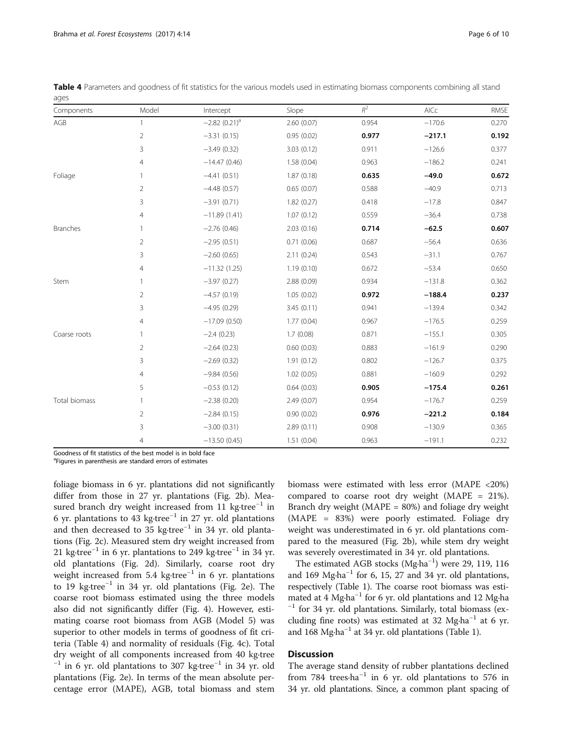**Table 4** Parameters and goodness of fit statistics for the various models used in estimating biomass components combining all stand ages

| Components | Model | Intercept | Slope | $R^2$ | AICc | RMSE |
|---|---|---|---|---|---|---|
| AGB | 1 | −2.82 (0.21)[a] | 2.60 (0.07) | 0.954 | −170.6 | 0.270 |
| | 2 | −3.31 (0.15) | 0.95 (0.02) | **0.977** | **−217.1** | **0.192** |
| | 3 | −3.49 (0.32) | 3.03 (0.12) | 0.911 | −126.6 | 0.377 |
| | 4 | −14.47 (0.46) | 1.58 (0.04) | 0.963 | −186.2 | 0.241 |
| Foliage | 1 | −4.41 (0.51) | 1.87 (0.18) | **0.635** | **−49.0** | **0.672** |
| | 2 | −4.48 (0.57) | 0.65 (0.07) | 0.588 | −40.9 | 0.713 |
| | 3 | −3.91 (0.71) | 1.82 (0.27) | 0.418 | −17.8 | 0.847 |
| | 4 | −11.89 (1.41) | 1.07 (0.12) | 0.559 | −36.4 | 0.738 |
| Branches | 1 | −2.76 (0.46) | 2.03 (0.16) | **0.714** | **−62.5** | **0.607** |
| | 2 | −2.95 (0.51) | 0.71 (0.06) | 0.687 | −56.4 | 0.636 |
| | 3 | −2.60 (0.65) | 2.11 (0.24) | 0.543 | −31.1 | 0.767 |
| | 4 | −11.32 (1.25) | 1.19 (0.10) | 0.672 | −53.4 | 0.650 |
| Stem | 1 | −3.97 (0.27) | 2.88 (0.09) | 0.934 | −131.8 | 0.362 |
| | 2 | −4.57 (0.19) | 1.05 (0.02) | **0.972** | **−188.4** | **0.237** |
| | 3 | −4.95 (0.29) | 3.45 (0.11) | 0.941 | −139.4 | 0.342 |
| | 4 | −17.09 (0.50) | 1.77 (0.04) | 0.967 | −176.5 | 0.259 |
| Coarse roots | 1 | −2.4 (0.23) | 1.7 (0.08) | 0.871 | −155.1 | 0.305 |
| | 2 | −2.64 (0.23) | 0.60 (0.03) | 0.883 | −161.9 | 0.290 |
| | 3 | −2.69 (0.32) | 1.91 (0.12) | 0.802 | −126.7 | 0.375 |
| | 4 | −9.84 (0.56) | 1.02 (0.05) | 0.881 | −160.9 | 0.292 |
| | 5 | −0.53 (0.12) | 0.64 (0.03) | **0.905** | **−175.4** | **0.261** |
| Total biomass | 1 | −2.38 (0.20) | 2.49 (0.07) | 0.954 | −176.7 | 0.259 |
| | 2 | −2.84 (0.15) | 0.90 (0.02) | **0.976** | **−221.2** | **0.184** |
| | 3 | −3.00 (0.31) | 2.89 (0.11) | 0.908 | −130.9 | 0.365 |
| | 4 | −13.50 (0.45) | 1.51 (0.04) | 0.963 | −191.1 | 0.232 |

Goodness of fit statistics of the best model is in bold face
[a]Figures in parenthesis are standard errors of estimates

foliage biomass in 6 yr. plantations did not significantly differ from those in 27 yr. plantations (Fig. 2b). Measured branch dry weight increased from 11 $kg{\cdot}tree^{-1}$ in 6 yr. plantations to 43 $kg{\cdot}tree^{-1}$ in 27 yr. old plantations and then decreased to 35 $kg{\cdot}tree^{-1}$ in 34 yr. old plantations (Fig. 2c). Measured stem dry weight increased from 21 $kg{\cdot}tree^{-1}$ in 6 yr. plantations to 249 $kg{\cdot}tree^{-1}$ in 34 yr. old plantations (Fig. 2d). Similarly, coarse root dry weight increased from 5.4 $kg{\cdot}tree^{-1}$ in 6 yr. plantations to 19 $kg{\cdot}tree^{-1}$ in 34 yr. old plantations (Fig. 2e). The coarse root biomass estimated using the three models also did not significantly differ (Fig. 4). However, estimating coarse root biomass from AGB (Model 5) was superior to other models in terms of goodness of fit criteria (Table 4) and normality of residuals (Fig. 4c). Total dry weight of all components increased from 40 $kg{\cdot}tree^{-1}$ in 6 yr. old plantations to 307 $kg{\cdot}tree^{-1}$ in 34 yr. old plantations (Fig. 2e). In terms of the mean absolute percentage error (MAPE), AGB, total biomass and stem biomass were estimated with less error (MAPE <20%) compared to coarse root dry weight (MAPE = 21%). Branch dry weight (MAPE = 80%) and foliage dry weight (MAPE = 83%) were poorly estimated. Foliage dry weight was underestimated in 6 yr. old plantations compared to the measured (Fig. 2b), while stem dry weight was severely overestimated in 34 yr. old plantations.

The estimated AGB stocks ($Mg{\cdot}ha^{-1}$) were 29, 119, 116 and 169 $Mg{\cdot}ha^{-1}$ for 6, 15, 27 and 34 yr. old plantations, respectively (Table 1). The coarse root biomass was estimated at 4 $Mg{\cdot}ha^{-1}$ for 6 yr. old plantations and 12 $Mg{\cdot}ha^{-1}$ for 34 yr. old plantations. Similarly, total biomass (excluding fine roots) was estimated at 32 $Mg{\cdot}ha^{-1}$ at 6 yr. and 168 $Mg{\cdot}ha^{-1}$ at 34 yr. old plantations (Table 1).

## Discussion

The average stand density of rubber plantations declined from 784 $trees{\cdot}ha^{-1}$ in 6 yr. old plantations to 576 in 34 yr. old plantations. Since, a common plant spacing of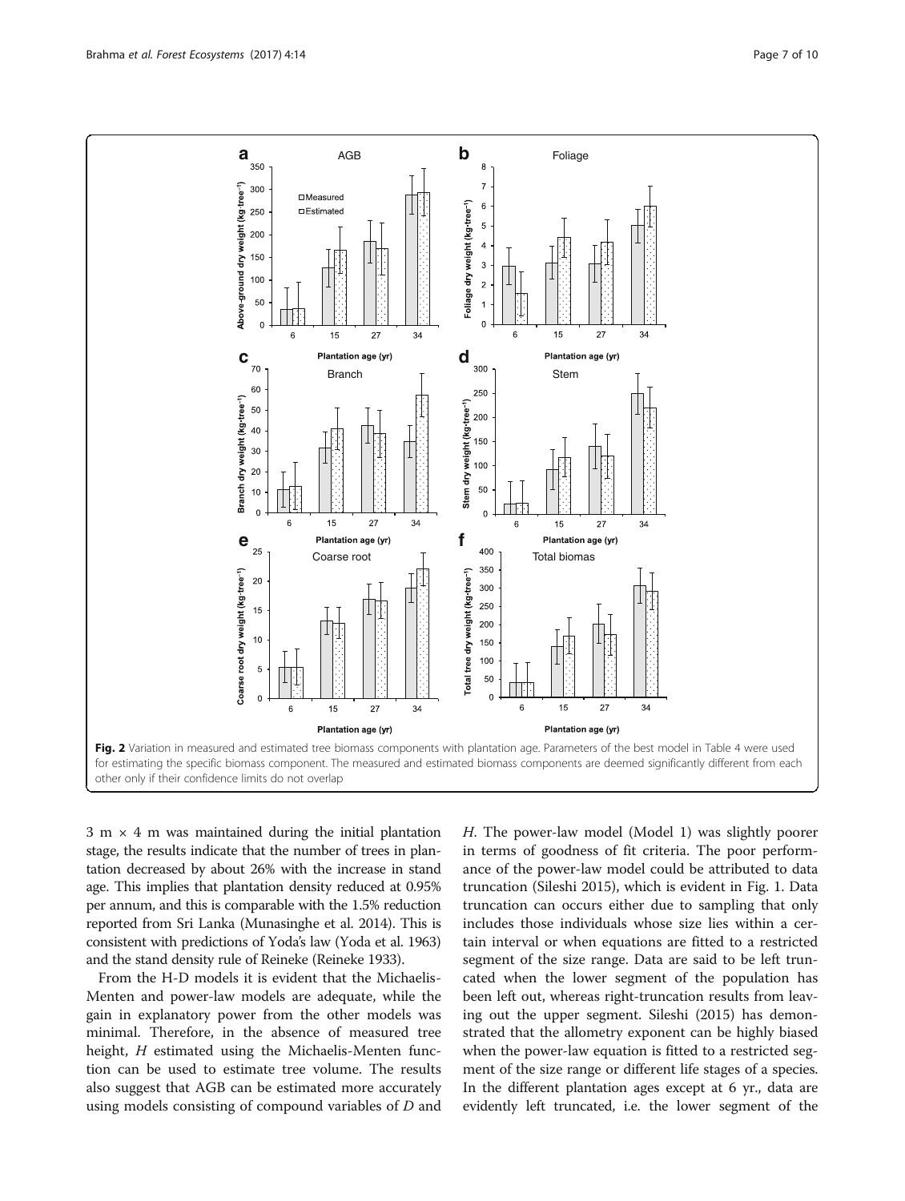Fig. 2 Variation in measured and estimated tree biomass components with plantation age. Parameters of the best model in Table 4 were used for estimating the specific biomass component. The measured and estimated biomass components are deemed significantly different from each other only if their confidence limits do not overlap

3 m × 4 m was maintained during the initial plantation stage, the results indicate that the number of trees in plantation decreased by about 26% with the increase in stand age. This implies that plantation density reduced at 0.95% per annum, and this is comparable with the 1.5% reduction reported from Sri Lanka (Munasinghe et al. 2014). This is consistent with predictions of Yoda's law (Yoda et al. 1963) and the stand density rule of Reineke (Reineke 1933).

From the H-D models it is evident that the Michaelis-Menten and power-law models are adequate, while the gain in explanatory power from the other models was minimal. Therefore, in the absence of measured tree height, $H$ estimated using the Michaelis-Menten function can be used to estimate tree volume. The results also suggest that AGB can be estimated more accurately using models consisting of compound variables of $D$ and $H$. The power-law model (Model 1) was slightly poorer in terms of goodness of fit criteria. The poor performance of the power-law model could be attributed to data truncation (Sileshi 2015), which is evident in Fig. 1. Data truncation can occurs either due to sampling that only includes those individuals whose size lies within a certain interval or when equations are fitted to a restricted segment of the size range. Data are said to be left truncated when the lower segment of the population has been left out, whereas right-truncation results from leaving out the upper segment. Sileshi (2015) has demonstrated that the allometry exponent can be highly biased when the power-law equation is fitted to a restricted segment of the size range or different life stages of a species. In the different plantation ages except at 6 yr., data are evidently left truncated, i.e. the lower segment of the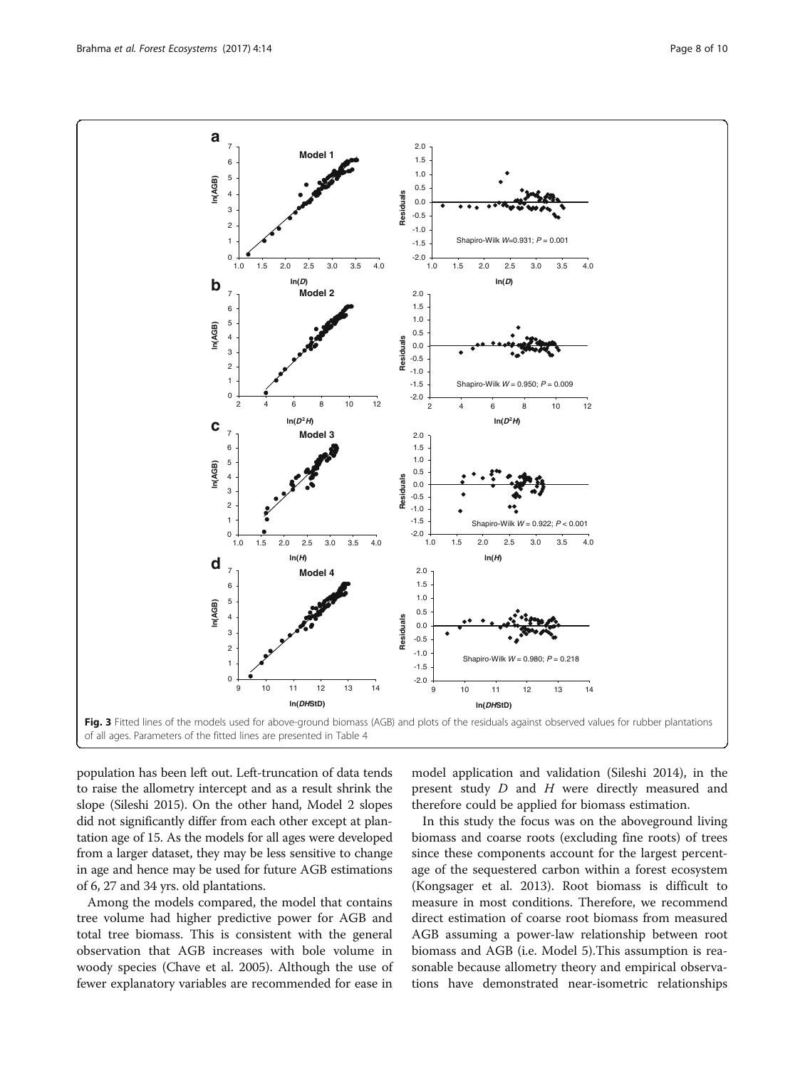Fig. 3 Fitted lines of the models used for above-ground biomass (AGB) and plots of the residuals against observed values for rubber plantations of all ages. Parameters of the fitted lines are presented in Table 4

population has been left out. Left-truncation of data tends to raise the allometry intercept and as a result shrink the slope (Sileshi 2015). On the other hand, Model 2 slopes did not significantly differ from each other except at plantation age of 15. As the models for all ages were developed from a larger dataset, they may be less sensitive to change in age and hence may be used for future AGB estimations of 6, 27 and 34 yrs. old plantations.

Among the models compared, the model that contains tree volume had higher predictive power for AGB and total tree biomass. This is consistent with the general observation that AGB increases with bole volume in woody species (Chave et al. 2005). Although the use of fewer explanatory variables are recommended for ease in model application and validation (Sileshi 2014), in the present study $D$ and $H$ were directly measured and therefore could be applied for biomass estimation.

In this study the focus was on the aboveground living biomass and coarse roots (excluding fine roots) of trees since these components account for the largest percentage of the sequestered carbon within a forest ecosystem (Kongsager et al. 2013). Root biomass is difficult to measure in most conditions. Therefore, we recommend direct estimation of coarse root biomass from measured AGB assuming a power-law relationship between root biomass and AGB (i.e. Model 5).This assumption is reasonable because allometry theory and empirical observations have demonstrated near-isometric relationships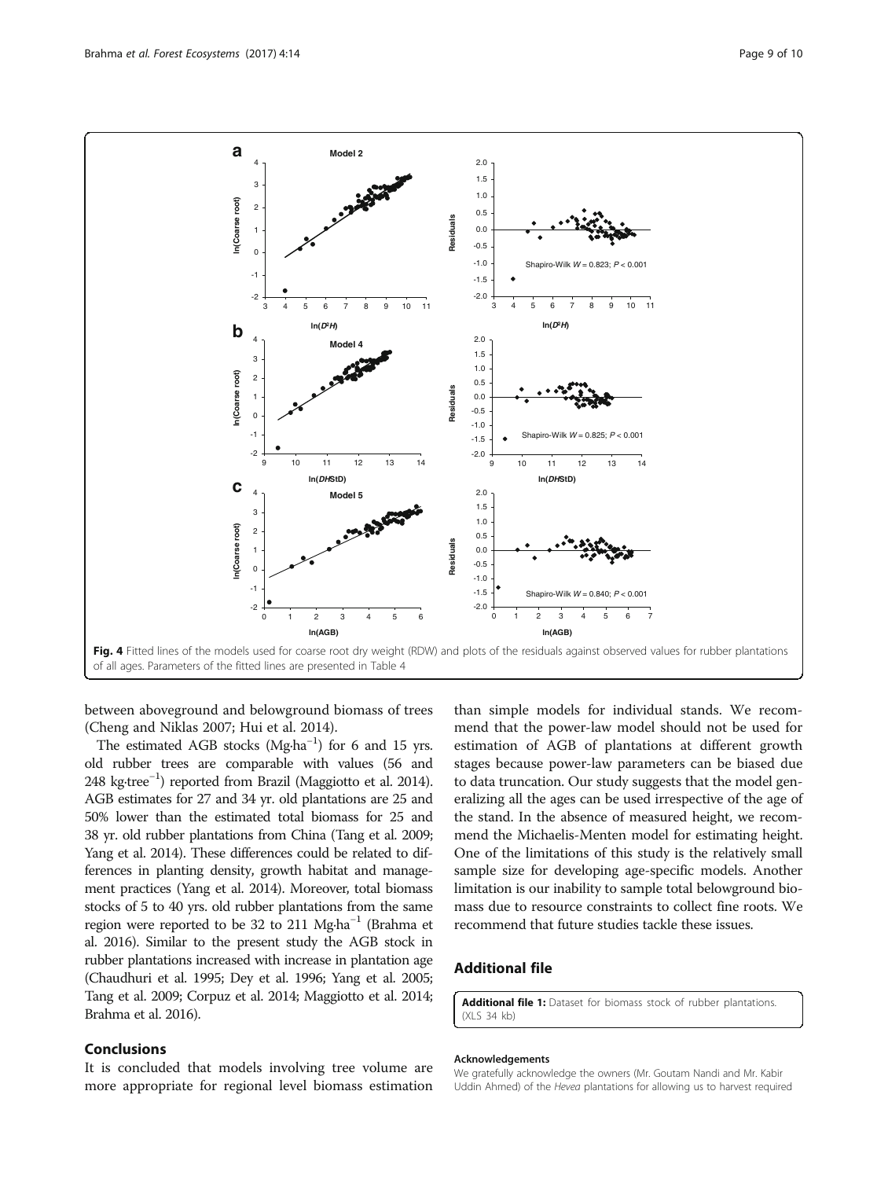Fig. 4 Fitted lines of the models used for coarse root dry weight (RDW) and plots of the residuals against observed values for rubber plantations of all ages. Parameters of the fitted lines are presented in Table 4

between aboveground and belowground biomass of trees (Cheng and Niklas 2007; Hui et al. 2014).

The estimated AGB stocks (Mg·ha$^{-1}$) for 6 and 15 yrs. old rubber trees are comparable with values (56 and 248 kg·tree$^{-1}$) reported from Brazil (Maggiotto et al. 2014). AGB estimates for 27 and 34 yr. old plantations are 25 and 50% lower than the estimated total biomass for 25 and 38 yr. old rubber plantations from China (Tang et al. 2009; Yang et al. 2014). These differences could be related to differences in planting density, growth habitat and management practices (Yang et al. 2014). Moreover, total biomass stocks of 5 to 40 yrs. old rubber plantations from the same region were reported to be 32 to 211 Mg·ha$^{-1}$ (Brahma et al. 2016). Similar to the present study the AGB stock in rubber plantations increased with increase in plantation age (Chaudhuri et al. 1995; Dey et al. 1996; Yang et al. 2005; Tang et al. 2009; Corpuz et al. 2014; Maggiotto et al. 2014; Brahma et al. 2016).

## Conclusions

It is concluded that models involving tree volume are more appropriate for regional level biomass estimation than simple models for individual stands. We recommend that the power-law model should not be used for estimation of AGB of plantations at different growth stages because power-law parameters can be biased due to data truncation. Our study suggests that the model generalizing all the ages can be used irrespective of the age of the stand. In the absence of measured height, we recommend the Michaelis-Menten model for estimating height. One of the limitations of this study is the relatively small sample size for developing age-specific models. Another limitation is our inability to sample total belowground biomass due to resource constraints to collect fine roots. We recommend that future studies tackle these issues.

## Additional file

**Additional file 1:** Dataset for biomass stock of rubber plantations. (XLS 34 kb)

#### Acknowledgements

We gratefully acknowledge the owners (Mr. Goutam Nandi and Mr. Kabir Uddin Ahmed) of the *Hevea* plantations for allowing us to harvest required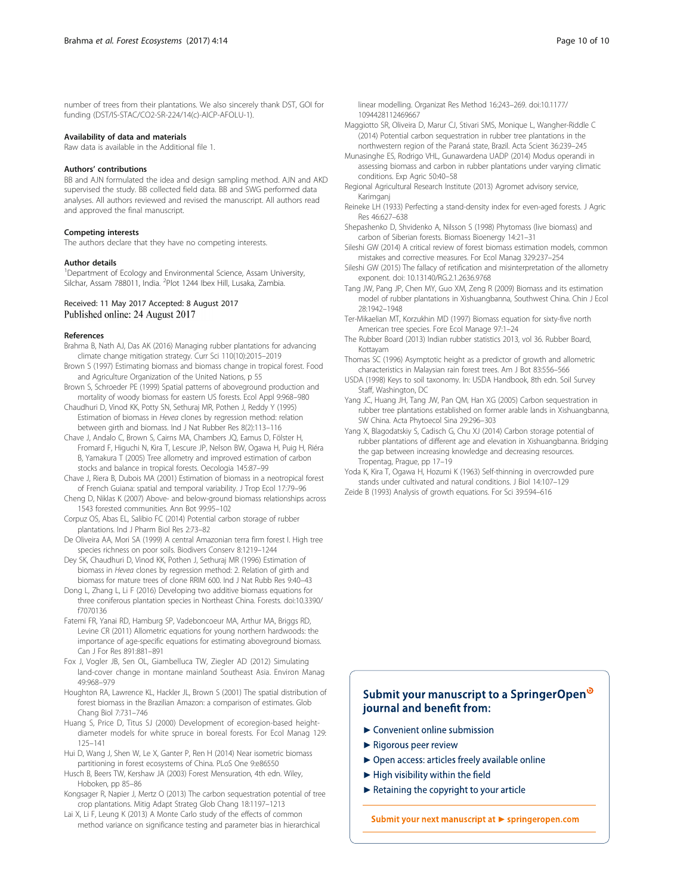number of trees from their plantations. We also sincerely thank DST, GOI for funding (DST/IS-STAC/CO2-SR-224/14(c)-AICP-AFOLU-1).

### Availability of data and materials

Raw data is available in the Additional file 1.

### Authors' contributions

BB and AJN formulated the idea and design sampling method. AJN and AKD supervised the study. BB collected field data. BB and SWG performed data analyses. All authors reviewed and revised the manuscript. All authors read and approved the final manuscript.

### Competing interests

The authors declare that they have no competing interests.

### Author details

[1]Department of Ecology and Environmental Science, Assam University, Silchar, Assam 788011, India. [2]Plot 1244 Ibex Hill, Lusaka, Zambia.

Received: 11 May 2017 Accepted: 8 August 2017
Published online: 24 August 2017

### References

Brahma B, Nath AJ, Das AK (2016) Managing rubber plantations for advancing climate change mitigation strategy. Curr Sci 110(10):2015–2019

Brown S (1997) Estimating biomass and biomass change in tropical forest. Food and Agriculture Organization of the United Nations, p 55

Brown S, Schroeder PE (1999) Spatial patterns of aboveground production and mortality of woody biomass for eastern US forests. Ecol Appl 9:968–980

Chaudhuri D, Vinod KK, Potty SN, Sethuraj MR, Pothen J, Reddy Y (1995) Estimation of biomass in *Hevea* clones by regression method: relation between girth and biomass. Ind J Nat Rubber Res 8(2):113–116

Chave J, Andalo C, Brown S, Cairns MA, Chambers JQ, Eamus D, Fölster H, Fromard F, Higuchi N, Kira T, Lescure JP, Nelson BW, Ogawa H, Puig H, Riéra B, Yamakura T (2005) Tree allometry and improved estimation of carbon stocks and balance in tropical forests. Oecologia 145:87–99

Chave J, Riera B, Dubois MA (2001) Estimation of biomass in a neotropical forest of French Guiana: spatial and temporal variability. J Trop Ecol 17:79–96

Cheng D, Niklas K (2007) Above- and below-ground biomass relationships across 1543 forested communities. Ann Bot 99:95–102

Corpuz OS, Abas EL, Salibio FC (2014) Potential carbon storage of rubber plantations. Ind J Pharm Biol Res 2:73–82

De Oliveira AA, Mori SA (1999) A central Amazonian terra firm forest I. High tree species richness on poor soils. Biodivers Conserv 8:1219–1244

Dey SK, Chaudhuri D, Vinod KK, Pothen J, Sethuraj MR (1996) Estimation of biomass in *Hevea* clones by regression method: 2. Relation of girth and biomass for mature trees of clone RRIM 600. Ind J Nat Rubb Res 9:40–43

Dong L, Zhang L, Li F (2016) Developing two additive biomass equations for three coniferous plantation species in Northeast China. Forests. doi:10.3390/f7070136

Fatemi FR, Yanai RD, Hamburg SP, Vadeboncoeur MA, Arthur MA, Briggs RD, Levine CR (2011) Allometric equations for young northern hardwoods: the importance of age-specific equations for estimating aboveground biomass. Can J For Res 891:881–891

Fox J, Vogler JB, Sen OL, Giambelluca TW, Ziegler AD (2012) Simulating land-cover change in montane mainland Southeast Asia. Environ Manag 49:968–979

Houghton RA, Lawrence KL, Hackler JL, Brown S (2001) The spatial distribution of forest biomass in the Brazilian Amazon: a comparison of estimates. Glob Chang Biol 7:731–746

Huang S, Price D, Titus SJ (2000) Development of ecoregion-based height-diameter models for white spruce in boreal forests. For Ecol Manag 129: 125–141

Hui D, Wang J, Shen W, Le X, Ganter P, Ren H (2014) Near isometric biomass partitioning in forest ecosystems of China. PLoS One 9:e86550

Husch B, Beers TW, Kershaw JA (2003) Forest Mensuration, 4th edn. Wiley, Hoboken, pp 85–86

Kongsager R, Napier J, Mertz O (2013) The carbon sequestration potential of tree crop plantations. Mitig Adapt Strateg Glob Chang 18:1197–1213

Lai X, Li F, Leung K (2013) A Monte Carlo study of the effects of common method variance on significance testing and parameter bias in hierarchical linear modelling. Organizat Res Method 16:243–269. doi:10.1177/1094428112469667

Maggiotto SR, Oliveira D, Marur CJ, Stivari SMS, Monique L, Wangher-Riddle C (2014) Potential carbon sequestration in rubber tree plantations in the northwestern region of the Paraná state, Brazil. Acta Scient 36:239–245

Munasinghe ES, Rodrigo VHL, Gunawardena UADP (2014) Modus operandi in assessing biomass and carbon in rubber plantations under varying climatic conditions. Exp Agric 50:40–58

Regional Agricultural Research Institute (2013) Agromet advisory service, Karimganj

Reineke LH (1933) Perfecting a stand-density index for even-aged forests. J Agric Res 46:627–638

Shepashenko D, Shvidenko A, Nilsson S (1998) Phytomass (live biomass) and carbon of Siberian forests. Biomass Bioenergy 14:21–31

Sileshi GW (2014) A critical review of forest biomass estimation models, common mistakes and corrective measures. For Ecol Manag 329:237–254

Sileshi GW (2015) The fallacy of retification and misinterpretation of the allometry exponent. doi: 10.13140/RG.2.1.2636.9768

Tang JW, Pang JP, Chen MY, Guo XM, Zeng R (2009) Biomass and its estimation model of rubber plantations in Xishuangbanna, Southwest China. Chin J Ecol 28:1942–1948

Ter-Mikaelian MT, Korzukhin MD (1997) Biomass equation for sixty-five north American tree species. Fore Ecol Manage 97:1–24

The Rubber Board (2013) Indian rubber statistics 2013, vol 36. Rubber Board, Kottayam

Thomas SC (1996) Asymptotic height as a predictor of growth and allometric characteristics in Malaysian rain forest trees. Am J Bot 83:556–566

USDA (1998) Keys to soil taxonomy. In: USDA Handbook, 8th edn. Soil Survey Staff, Washington, DC

Yang JC, Huang JH, Tang JW, Pan QM, Han XG (2005) Carbon sequestration in rubber tree plantations established on former arable lands in Xishuangbanna, SW China. Acta Phytoecol Sina 29:296–303

Yang X, Blagodatskiy S, Cadisch G, Chu XJ (2014) Carbon storage potential of rubber plantations of different age and elevation in Xishuangbanna. Bridging the gap between increasing knowledge and decreasing resources. Tropentag, Prague, pp 17–19

Yoda K, Kira T, Ogawa H, Hozumi K (1963) Self-thinning in overcrowded pure stands under cultivated and natural conditions. J Biol 14:107–129

Zeide B (1993) Analysis of growth equations. For Sci 39:594–616

**Submit your manuscript to a SpringerOpen journal and benefit from:**

- Convenient online submission
- Rigorous peer review
- Open access: articles freely available online
- High visibility within the field
- Retaining the copyright to your article

Submit your next manuscript at ► springeropen.com